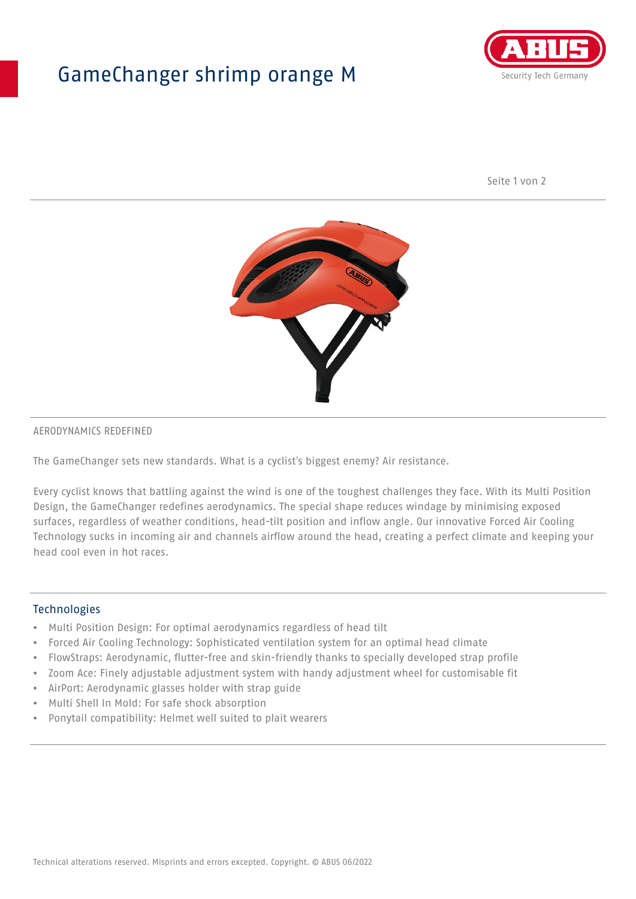# GameChanger shrimp orange M

AERODYNAMICS REDEFINED

The GameChanger sets new standards. What is a cyclist's biggest enemy? Air resistance.

Every cyclist knows that battling against the wind is one of the toughest challenges they face. With its Multi Position Design, the GameChanger redefines aerodynamics. The special shape reduces windage by minimising exposed surfaces, regardless of weather conditions, head-tilt position and inflow angle. Our innovative Forced Air Cooling Technology sucks in incoming air and channels airflow around the head, creating a perfect climate and keeping your head cool even in hot races.

## Technologies

- Multi Position Design: For optimal aerodynamics regardless of head tilt
- Forced Air Cooling Technology: Sophisticated ventilation system for an optimal head climate
- FlowStraps: Aerodynamic, flutter-free and skin-friendly thanks to specially developed strap profile
- Zoom Ace: Finely adjustable adjustment system with handy adjustment wheel for customisable fit
- AirPort: Aerodynamic glasses holder with strap guide
- Multi Shell In Mold: For safe shock absorption
- Ponytail compatibility: Helmet well suited to plait wearers

Technical alterations reserved. Misprints and errors excepted. Copyright. © ABUS 06/2022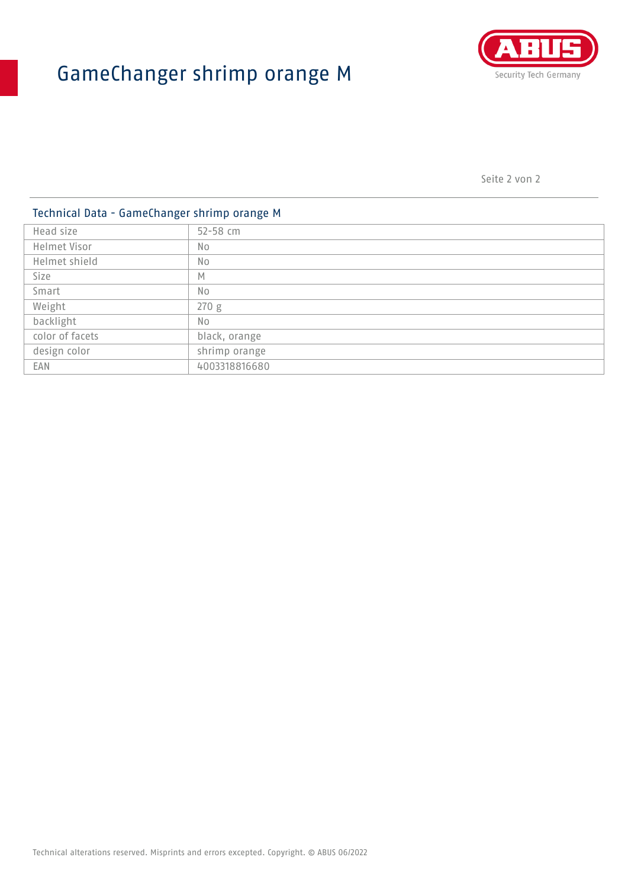# GameChanger shrimp orange M

## Technical Data - GameChanger shrimp orange M

| | |
|---|---|
| Head size | 52-58 cm |
| Helmet Visor | No |
| Helmet shield | No |
| Size | M |
| Smart | No |
| Weight | 270 g |
| backlight | No |
| color of facets | black, orange |
| design color | shrimp orange |
| EAN | 4003318816680 |

Technical alterations reserved. Misprints and errors excepted. Copyright. © ABUS 06/2022